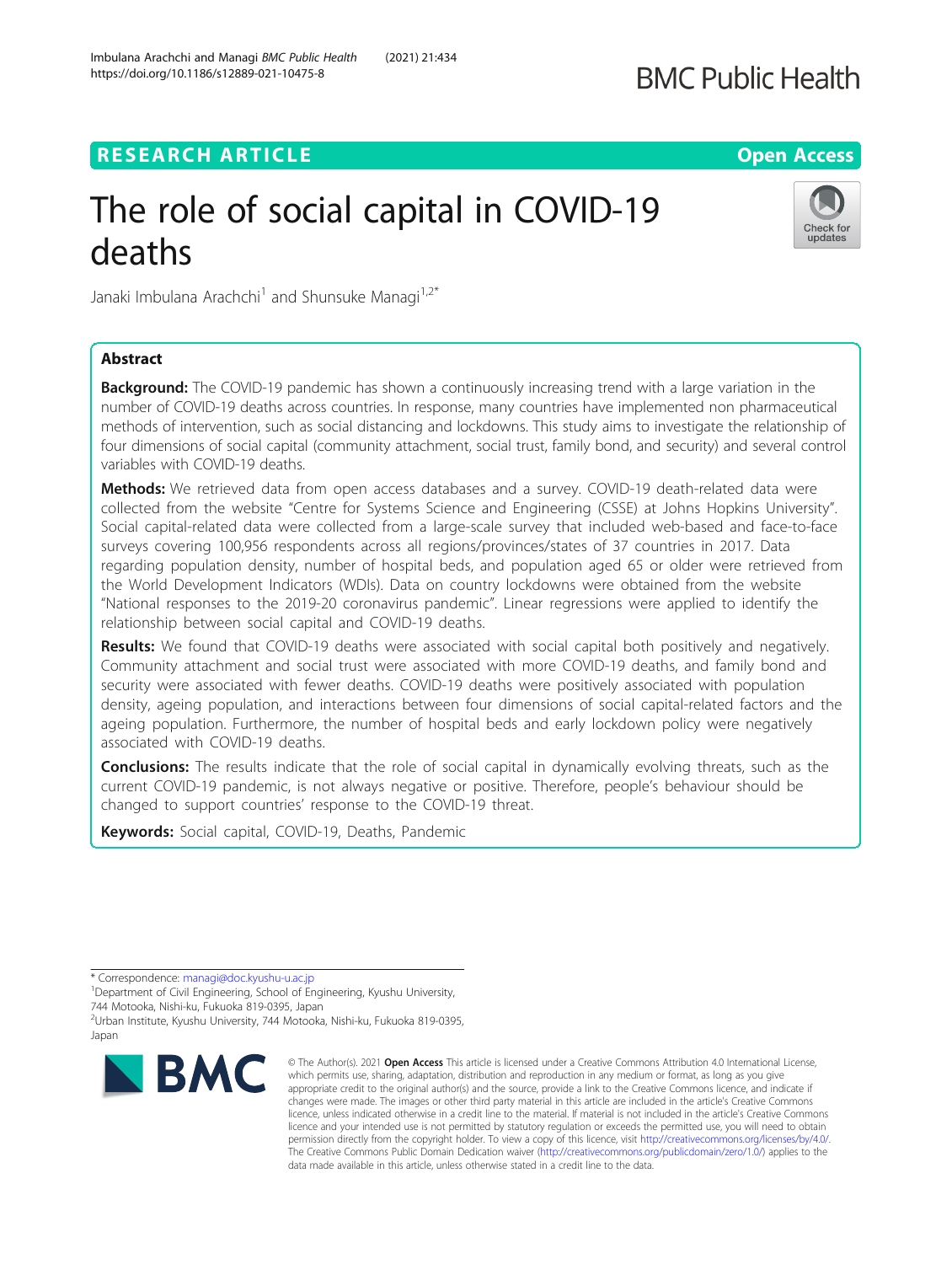RESEARCH ARTICLE

Open Access

# The role of social capital in COVID-19 deaths

Janaki Imbulana Arachchi[1] and Shunsuke Managi[1,2*]

## Abstract

**Background:** The COVID-19 pandemic has shown a continuously increasing trend with a large variation in the number of COVID-19 deaths across countries. In response, many countries have implemented non pharmaceutical methods of intervention, such as social distancing and lockdowns. This study aims to investigate the relationship of four dimensions of social capital (community attachment, social trust, family bond, and security) and several control variables with COVID-19 deaths.

**Methods:** We retrieved data from open access databases and a survey. COVID-19 death-related data were collected from the website "Centre for Systems Science and Engineering (CSSE) at Johns Hopkins University". Social capital-related data were collected from a large-scale survey that included web-based and face-to-face surveys covering 100,956 respondents across all regions/provinces/states of 37 countries in 2017. Data regarding population density, number of hospital beds, and population aged 65 or older were retrieved from the World Development Indicators (WDIs). Data on country lockdowns were obtained from the website "National responses to the 2019-20 coronavirus pandemic". Linear regressions were applied to identify the relationship between social capital and COVID-19 deaths.

**Results:** We found that COVID-19 deaths were associated with social capital both positively and negatively. Community attachment and social trust were associated with more COVID-19 deaths, and family bond and security were associated with fewer deaths. COVID-19 deaths were positively associated with population density, ageing population, and interactions between four dimensions of social capital-related factors and the ageing population. Furthermore, the number of hospital beds and early lockdown policy were negatively associated with COVID-19 deaths.

**Conclusions:** The results indicate that the role of social capital in dynamically evolving threats, such as the current COVID-19 pandemic, is not always negative or positive. Therefore, people's behaviour should be changed to support countries' response to the COVID-19 threat.

**Keywords:** Social capital, COVID-19, Deaths, Pandemic

* Correspondence: managi@doc.kyushu-u.ac.jp
[1]Department of Civil Engineering, School of Engineering, Kyushu University, 744 Motooka, Nishi-ku, Fukuoka 819-0395, Japan
[2]Urban Institute, Kyushu University, 744 Motooka, Nishi-ku, Fukuoka 819-0395, Japan

© The Author(s). 2021 **Open Access** This article is licensed under a Creative Commons Attribution 4.0 International License, which permits use, sharing, adaptation, distribution and reproduction in any medium or format, as long as you give appropriate credit to the original author(s) and the source, provide a link to the Creative Commons licence, and indicate if changes were made. The images or other third party material in this article are included in the article's Creative Commons licence, unless indicated otherwise in a credit line to the material. If material is not included in the article's Creative Commons licence and your intended use is not permitted by statutory regulation or exceeds the permitted use, you will need to obtain permission directly from the copyright holder. To view a copy of this licence, visit http://creativecommons.org/licenses/by/4.0/. The Creative Commons Public Domain Dedication waiver (http://creativecommons.org/publicdomain/zero/1.0/) applies to the data made available in this article, unless otherwise stated in a credit line to the data.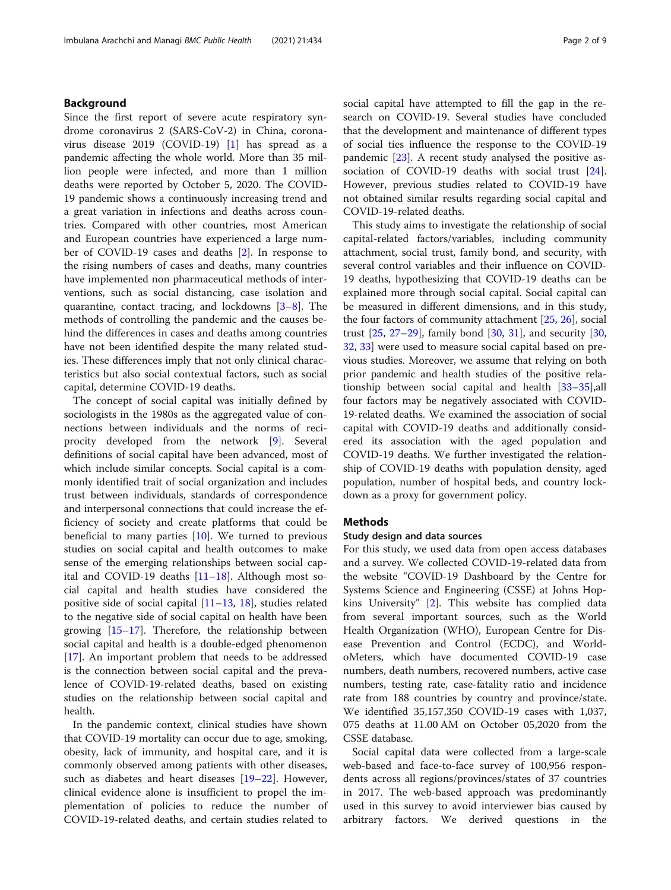## Background

Since the first report of severe acute respiratory syndrome coronavirus 2 (SARS-CoV-2) in China, coronavirus disease 2019 (COVID-19) [1] has spread as a pandemic affecting the whole world. More than 35 million people were infected, and more than 1 million deaths were reported by October 5, 2020. The COVID-19 pandemic shows a continuously increasing trend and a great variation in infections and deaths across countries. Compared with other countries, most American and European countries have experienced a large number of COVID-19 cases and deaths [2]. In response to the rising numbers of cases and deaths, many countries have implemented non pharmaceutical methods of interventions, such as social distancing, case isolation and quarantine, contact tracing, and lockdowns [3–8]. The methods of controlling the pandemic and the causes behind the differences in cases and deaths among countries have not been identified despite the many related studies. These differences imply that not only clinical characteristics but also social contextual factors, such as social capital, determine COVID-19 deaths.

The concept of social capital was initially defined by sociologists in the 1980s as the aggregated value of connections between individuals and the norms of reciprocity developed from the network [9]. Several definitions of social capital have been advanced, most of which include similar concepts. Social capital is a commonly identified trait of social organization and includes trust between individuals, standards of correspondence and interpersonal connections that could increase the efficiency of society and create platforms that could be beneficial to many parties [10]. We turned to previous studies on social capital and health outcomes to make sense of the emerging relationships between social capital and COVID-19 deaths [11–18]. Although most social capital and health studies have considered the positive side of social capital [11–13, 18], studies related to the negative side of social capital on health have been growing [15–17]. Therefore, the relationship between social capital and health is a double-edged phenomenon [17]. An important problem that needs to be addressed is the connection between social capital and the prevalence of COVID-19-related deaths, based on existing studies on the relationship between social capital and health.

In the pandemic context, clinical studies have shown that COVID-19 mortality can occur due to age, smoking, obesity, lack of immunity, and hospital care, and it is commonly observed among patients with other diseases, such as diabetes and heart diseases [19–22]. However, clinical evidence alone is insufficient to propel the implementation of policies to reduce the number of COVID-19-related deaths, and certain studies related to social capital have attempted to fill the gap in the research on COVID-19. Several studies have concluded that the development and maintenance of different types of social ties influence the response to the COVID-19 pandemic [23]. A recent study analysed the positive association of COVID-19 deaths with social trust [24]. However, previous studies related to COVID-19 have not obtained similar results regarding social capital and COVID-19-related deaths.

This study aims to investigate the relationship of social capital-related factors/variables, including community attachment, social trust, family bond, and security, with several control variables and their influence on COVID-19 deaths, hypothesizing that COVID-19 deaths can be explained more through social capital. Social capital can be measured in different dimensions, and in this study, the four factors of community attachment [25, 26], social trust [25, 27–29], family bond [30, 31], and security [30, 32, 33] were used to measure social capital based on previous studies. Moreover, we assume that relying on both prior pandemic and health studies of the positive relationship between social capital and health [33–35],all four factors may be negatively associated with COVID-19-related deaths. We examined the association of social capital with COVID-19 deaths and additionally considered its association with the aged population and COVID-19 deaths. We further investigated the relationship of COVID-19 deaths with population density, aged population, number of hospital beds, and country lockdown as a proxy for government policy.

## Methods

### Study design and data sources

For this study, we used data from open access databases and a survey. We collected COVID-19-related data from the website "COVID-19 Dashboard by the Centre for Systems Science and Engineering (CSSE) at Johns Hopkins University" [2]. This website has complied data from several important sources, such as the World Health Organization (WHO), European Centre for Disease Prevention and Control (ECDC), and WorldoMeters, which have documented COVID-19 case numbers, death numbers, recovered numbers, active case numbers, testing rate, case-fatality ratio and incidence rate from 188 countries by country and province/state. We identified 35,157,350 COVID-19 cases with 1,037,075 deaths at 11.00 AM on October 05,2020 from the CSSE database.

Social capital data were collected from a large-scale web-based and face-to-face survey of 100,956 respondents across all regions/provinces/states of 37 countries in 2017. The web-based approach was predominantly used in this survey to avoid interviewer bias caused by arbitrary factors. We derived questions in the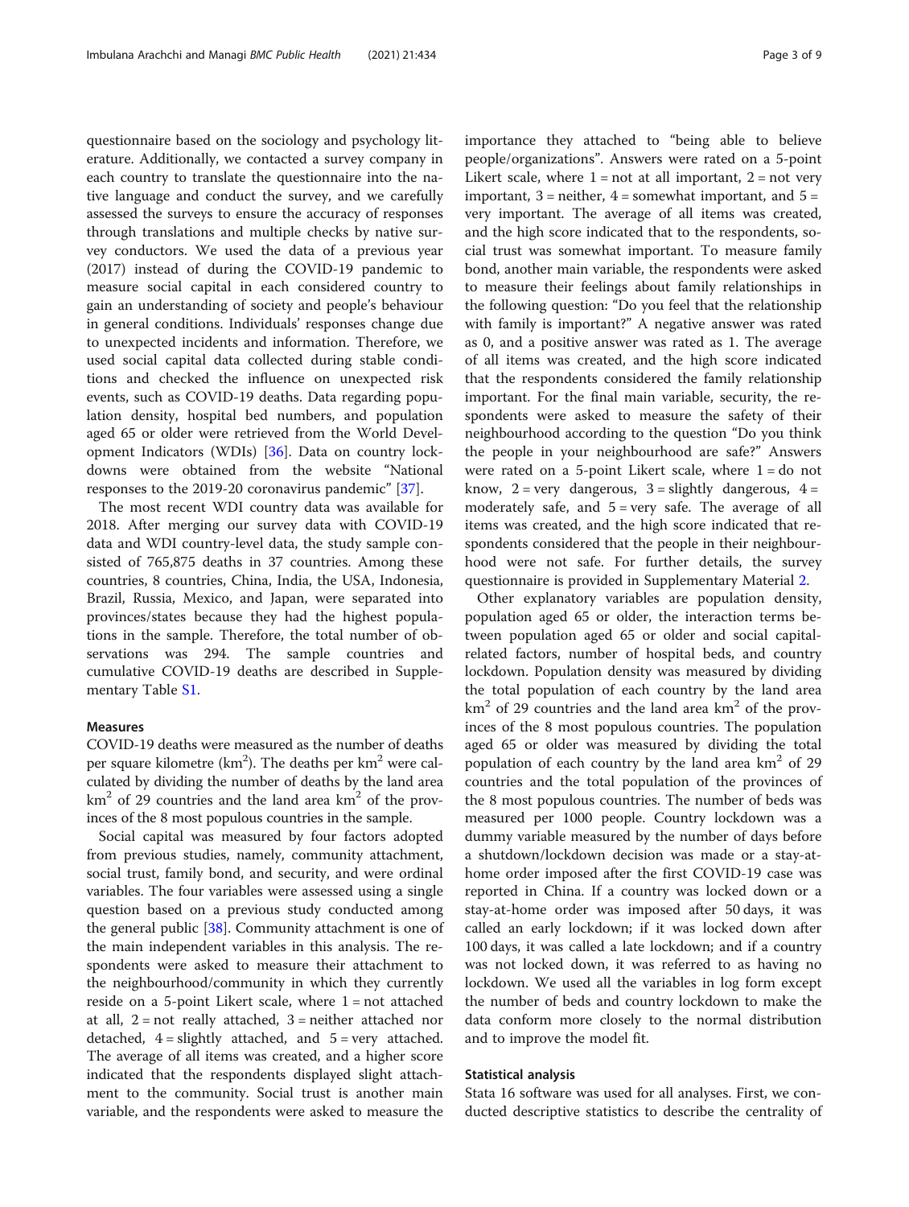questionnaire based on the sociology and psychology literature. Additionally, we contacted a survey company in each country to translate the questionnaire into the native language and conduct the survey, and we carefully assessed the surveys to ensure the accuracy of responses through translations and multiple checks by native survey conductors. We used the data of a previous year (2017) instead of during the COVID-19 pandemic to measure social capital in each considered country to gain an understanding of society and people's behaviour in general conditions. Individuals' responses change due to unexpected incidents and information. Therefore, we used social capital data collected during stable conditions and checked the influence on unexpected risk events, such as COVID-19 deaths. Data regarding population density, hospital bed numbers, and population aged 65 or older were retrieved from the World Development Indicators (WDIs) [36]. Data on country lockdowns were obtained from the website "National responses to the 2019-20 coronavirus pandemic" [37].

The most recent WDI country data was available for 2018. After merging our survey data with COVID-19 data and WDI country-level data, the study sample consisted of 765,875 deaths in 37 countries. Among these countries, 8 countries, China, India, the USA, Indonesia, Brazil, Russia, Mexico, and Japan, were separated into provinces/states because they had the highest populations in the sample. Therefore, the total number of observations was 294. The sample countries and cumulative COVID-19 deaths are described in Supplementary Table S1.

### Measures

COVID-19 deaths were measured as the number of deaths per square kilometre ($km^2$). The deaths per $km^2$ were calculated by dividing the number of deaths by the land area $km^2$ of 29 countries and the land area $km^2$ of the provinces of the 8 most populous countries in the sample.

Social capital was measured by four factors adopted from previous studies, namely, community attachment, social trust, family bond, and security, and were ordinal variables. The four variables were assessed using a single question based on a previous study conducted among the general public [38]. Community attachment is one of the main independent variables in this analysis. The respondents were asked to measure their attachment to the neighbourhood/community in which they currently reside on a 5-point Likert scale, where 1 = not attached at all, 2 = not really attached, 3 = neither attached nor detached, 4 = slightly attached, and 5 = very attached. The average of all items was created, and a higher score indicated that the respondents displayed slight attachment to the community. Social trust is another main variable, and the respondents were asked to measure the importance they attached to "being able to believe people/organizations". Answers were rated on a 5-point Likert scale, where 1 = not at all important, 2 = not very important, 3 = neither, 4 = somewhat important, and 5 = very important. The average of all items was created, and the high score indicated that to the respondents, social trust was somewhat important. To measure family bond, another main variable, the respondents were asked to measure their feelings about family relationships in the following question: "Do you feel that the relationship with family is important?" A negative answer was rated as 0, and a positive answer was rated as 1. The average of all items was created, and the high score indicated that the respondents considered the family relationship important. For the final main variable, security, the respondents were asked to measure the safety of their neighbourhood according to the question "Do you think the people in your neighbourhood are safe?" Answers were rated on a 5-point Likert scale, where 1 = do not know, 2 = very dangerous, 3 = slightly dangerous, 4 = moderately safe, and 5 = very safe. The average of all items was created, and the high score indicated that respondents considered that the people in their neighbourhood were not safe. For further details, the survey questionnaire is provided in Supplementary Material 2.

Other explanatory variables are population density, population aged 65 or older, the interaction terms between population aged 65 or older and social capital-related factors, number of hospital beds, and country lockdown. Population density was measured by dividing the total population of each country by the land area $km^2$ of 29 countries and the land area $km^2$ of the provinces of the 8 most populous countries. The population aged 65 or older was measured by dividing the total population of each country by the land area $km^2$ of 29 countries and the total population of the provinces of the 8 most populous countries. The number of beds was measured per 1000 people. Country lockdown was a dummy variable measured by the number of days before a shutdown/lockdown decision was made or a stay-at-home order imposed after the first COVID-19 case was reported in China. If a country was locked down or a stay-at-home order was imposed after 50 days, it was called an early lockdown; if it was locked down after 100 days, it was called a late lockdown; and if a country was not locked down, it was referred to as having no lockdown. We used all the variables in log form except the number of beds and country lockdown to make the data conform more closely to the normal distribution and to improve the model fit.

### Statistical analysis

Stata 16 software was used for all analyses. First, we conducted descriptive statistics to describe the centrality of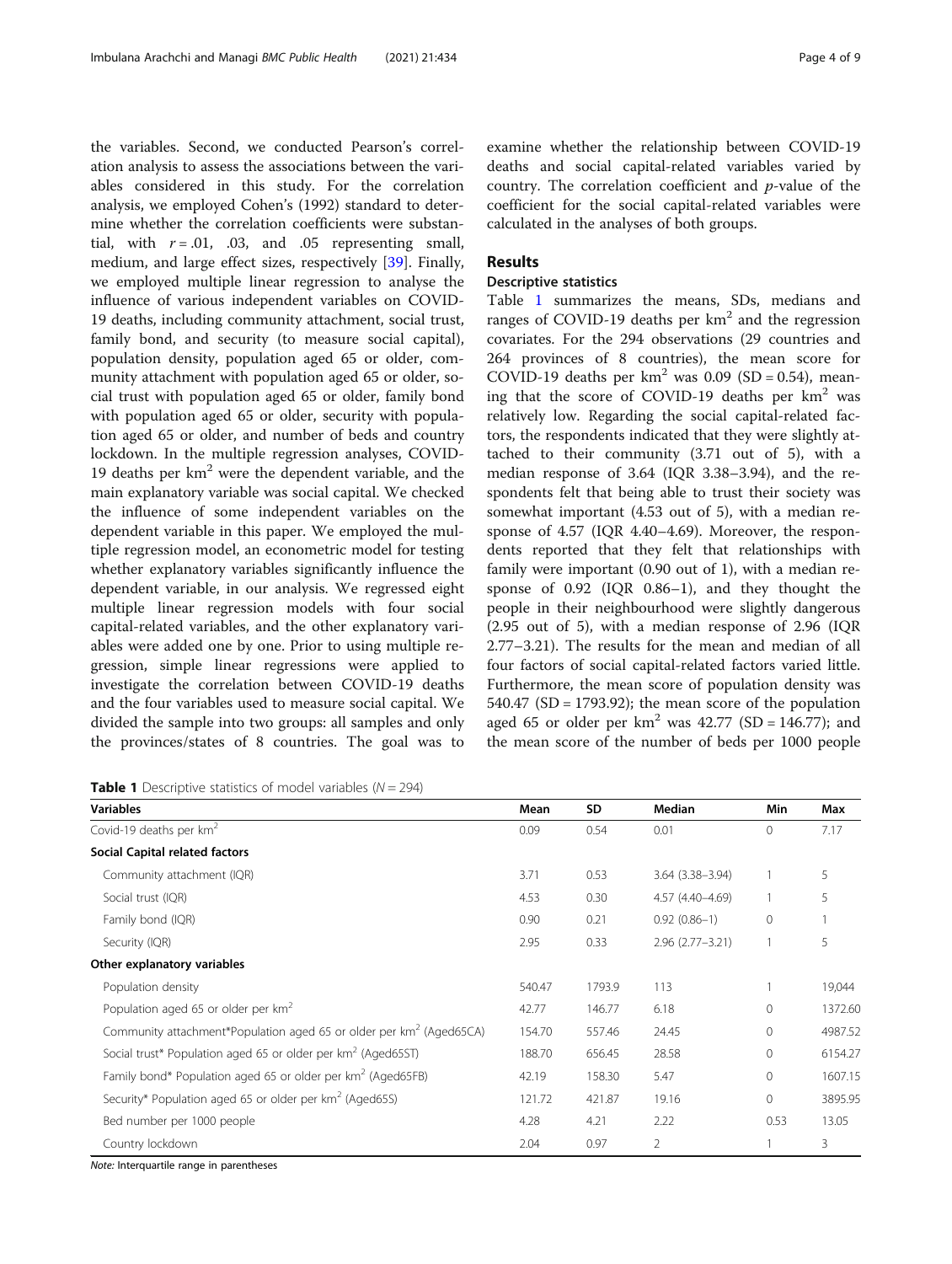the variables. Second, we conducted Pearson's correlation analysis to assess the associations between the variables considered in this study. For the correlation analysis, we employed Cohen's (1992) standard to determine whether the correlation coefficients were substantial, with $r = .01$, .03, and .05 representing small, medium, and large effect sizes, respectively [39]. Finally, we employed multiple linear regression to analyse the influence of various independent variables on COVID-19 deaths, including community attachment, social trust, family bond, and security (to measure social capital), population density, population aged 65 or older, community attachment with population aged 65 or older, social trust with population aged 65 or older, family bond with population aged 65 or older, security with population aged 65 or older, and number of beds and country lockdown. In the multiple regression analyses, COVID-19 deaths per $km^2$ were the dependent variable, and the main explanatory variable was social capital. We checked the influence of some independent variables on the dependent variable in this paper. We employed the multiple regression model, an econometric model for testing whether explanatory variables significantly influence the dependent variable, in our analysis. We regressed eight multiple linear regression models with four social capital-related variables, and the other explanatory variables were added one by one. Prior to using multiple regression, simple linear regressions were applied to investigate the correlation between COVID-19 deaths and the four variables used to measure social capital. We divided the sample into two groups: all samples and only the provinces/states of 8 countries. The goal was to examine whether the relationship between COVID-19 deaths and social capital-related variables varied by country. The correlation coefficient and $p$-value of the coefficient for the social capital-related variables were calculated in the analyses of both groups.

## Results

### Descriptive statistics

Table 1 summarizes the means, SDs, medians and ranges of COVID-19 deaths per $km^2$ and the regression covariates. For the 294 observations (29 countries and 264 provinces of 8 countries), the mean score for COVID-19 deaths per $km^2$ was 0.09 (SD = 0.54), meaning that the score of COVID-19 deaths per $km^2$ was relatively low. Regarding the social capital-related factors, the respondents indicated that they were slightly attached to their community (3.71 out of 5), with a median response of 3.64 (IQR 3.38–3.94), and the respondents felt that being able to trust their society was somewhat important (4.53 out of 5), with a median response of 4.57 (IQR 4.40–4.69). Moreover, the respondents reported that they felt that relationships with family were important (0.90 out of 1), with a median response of 0.92 (IQR 0.86–1), and they thought the people in their neighbourhood were slightly dangerous (2.95 out of 5), with a median response of 2.96 (IQR 2.77–3.21). The results for the mean and median of all four factors of social capital-related factors varied little. Furthermore, the mean score of population density was 540.47 (SD = 1793.92); the mean score of the population aged 65 or older per $km^2$ was 42.77 (SD = 146.77); and the mean score of the number of beds per 1000 people

**Table 1** Descriptive statistics of model variables ($N = 294$)

| Variables | Mean | SD | Median | Min | Max |
|---|---|---|---|---|---|
| Covid-19 deaths per $km^2$ | 0.09 | 0.54 | 0.01 | 0 | 7.17 |
| **Social Capital related factors** | | | | | |
| Community attachment (IQR) | 3.71 | 0.53 | 3.64 (3.38–3.94) | 1 | 5 |
| Social trust (IQR) | 4.53 | 0.30 | 4.57 (4.40–4.69) | 1 | 5 |
| Family bond (IQR) | 0.90 | 0.21 | 0.92 (0.86–1) | 0 | 1 |
| Security (IQR) | 2.95 | 0.33 | 2.96 (2.77–3.21) | 1 | 5 |
| **Other explanatory variables** | | | | | |
| Population density | 540.47 | 1793.9 | 113 | 1 | 19,044 |
| Population aged 65 or older per $km^2$ | 42.77 | 146.77 | 6.18 | 0 | 1372.60 |
| Community attachment*Population aged 65 or older per $km^2$ (Aged65CA) | 154.70 | 557.46 | 24.45 | 0 | 4987.52 |
| Social trust* Population aged 65 or older per $km^2$ (Aged65ST) | 188.70 | 656.45 | 28.58 | 0 | 6154.27 |
| Family bond* Population aged 65 or older per $km^2$ (Aged65FB) | 42.19 | 158.30 | 5.47 | 0 | 1607.15 |
| Security* Population aged 65 or older per $km^2$ (Aged65S) | 121.72 | 421.87 | 19.16 | 0 | 3895.95 |
| Bed number per 1000 people | 4.28 | 4.21 | 2.22 | 0.53 | 13.05 |
| Country lockdown | 2.04 | 0.97 | 2 | 1 | 3 |

*Note:* Interquartile range in parentheses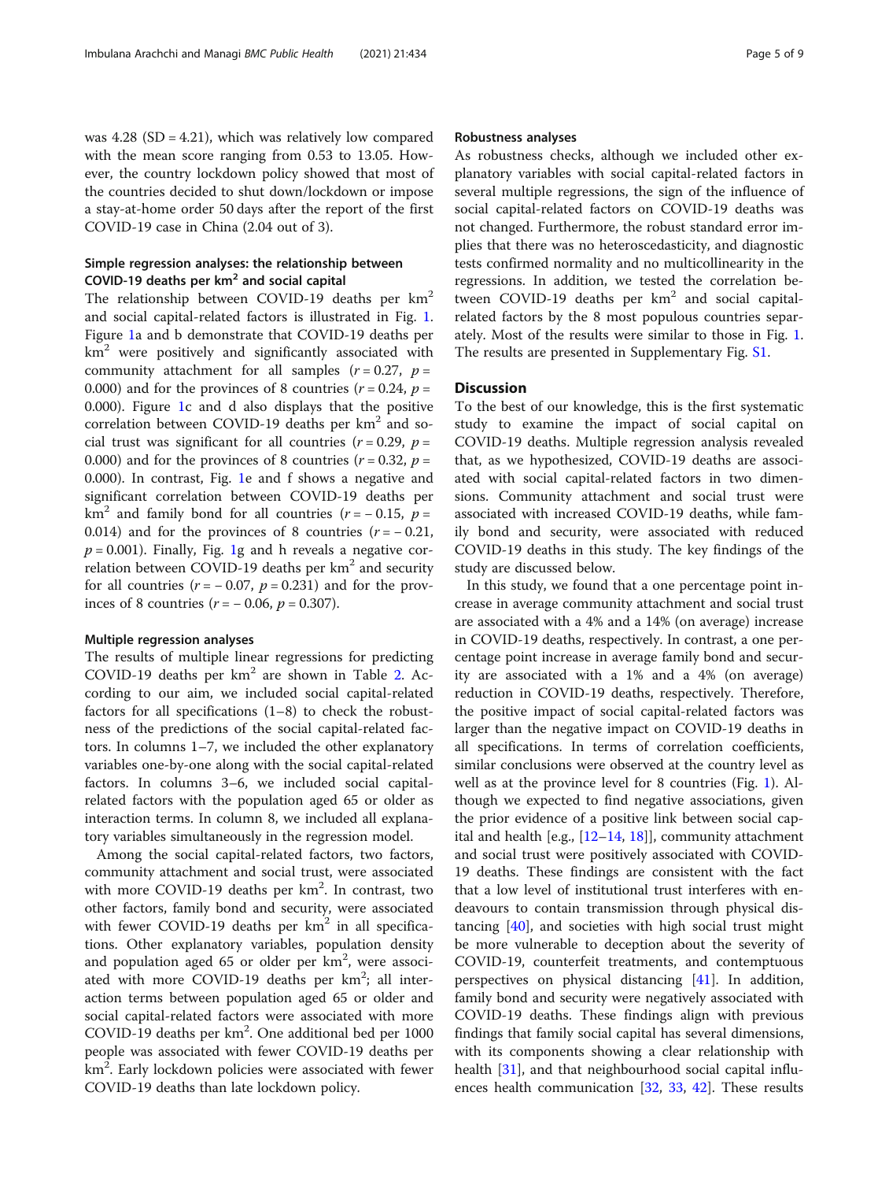was 4.28 (SD = 4.21), which was relatively low compared with the mean score ranging from 0.53 to 13.05. However, the country lockdown policy showed that most of the countries decided to shut down/lockdown or impose a stay-at-home order 50 days after the report of the first COVID-19 case in China (2.04 out of 3).

### Simple regression analyses: the relationship between COVID-19 deaths per km$^2$ and social capital

The relationship between COVID-19 deaths per km$^2$ and social capital-related factors is illustrated in Fig. 1. Figure 1a and b demonstrate that COVID-19 deaths per km$^2$ were positively and significantly associated with community attachment for all samples ($r = 0.27$, $p = 0.000$) and for the provinces of 8 countries ($r = 0.24$, $p = 0.000$). Figure 1c and d also displays that the positive correlation between COVID-19 deaths per km$^2$ and social trust was significant for all countries ($r = 0.29$, $p = 0.000$) and for the provinces of 8 countries ($r = 0.32$, $p = 0.000$). In contrast, Fig. 1e and f shows a negative and significant correlation between COVID-19 deaths per km$^2$ and family bond for all countries ($r = -0.15$, $p = 0.014$) and for the provinces of 8 countries ($r = -0.21$, $p = 0.001$). Finally, Fig. 1g and h reveals a negative correlation between COVID-19 deaths per km$^2$ and security for all countries ($r = -0.07$, $p = 0.231$) and for the provinces of 8 countries ($r = -0.06$, $p = 0.307$).

### Multiple regression analyses

The results of multiple linear regressions for predicting COVID-19 deaths per km$^2$ are shown in Table 2. According to our aim, we included social capital-related factors for all specifications (1–8) to check the robustness of the predictions of the social capital-related factors. In columns 1–7, we included the other explanatory variables one-by-one along with the social capital-related factors. In columns 3–6, we included social capital-related factors with the population aged 65 or older as interaction terms. In column 8, we included all explanatory variables simultaneously in the regression model.

Among the social capital-related factors, two factors, community attachment and social trust, were associated with more COVID-19 deaths per km$^2$. In contrast, two other factors, family bond and security, were associated with fewer COVID-19 deaths per km$^2$ in all specifications. Other explanatory variables, population density and population aged 65 or older per km$^2$, were associated with more COVID-19 deaths per km$^2$; all interaction terms between population aged 65 or older and social capital-related factors were associated with more COVID-19 deaths per km$^2$. One additional bed per 1000 people was associated with fewer COVID-19 deaths per km$^2$. Early lockdown policies were associated with fewer COVID-19 deaths than late lockdown policy.

### Robustness analyses

As robustness checks, although we included other explanatory variables with social capital-related factors in several multiple regressions, the sign of the influence of social capital-related factors on COVID-19 deaths was not changed. Furthermore, the robust standard error implies that there was no heteroscedasticity, and diagnostic tests confirmed normality and no multicollinearity in the regressions. In addition, we tested the correlation between COVID-19 deaths per km$^2$ and social capital-related factors by the 8 most populous countries separately. Most of the results were similar to those in Fig. 1. The results are presented in Supplementary Fig. S1.

## Discussion

To the best of our knowledge, this is the first systematic study to examine the impact of social capital on COVID-19 deaths. Multiple regression analysis revealed that, as we hypothesized, COVID-19 deaths are associated with social capital-related factors in two dimensions. Community attachment and social trust were associated with increased COVID-19 deaths, while family bond and security, were associated with reduced COVID-19 deaths in this study. The key findings of the study are discussed below.

In this study, we found that a one percentage point increase in average community attachment and social trust are associated with a 4% and a 14% (on average) increase in COVID-19 deaths, respectively. In contrast, a one percentage point increase in average family bond and security are associated with a 1% and a 4% (on average) reduction in COVID-19 deaths, respectively. Therefore, the positive impact of social capital-related factors was larger than the negative impact on COVID-19 deaths in all specifications. In terms of correlation coefficients, similar conclusions were observed at the country level as well as at the province level for 8 countries (Fig. 1). Although we expected to find negative associations, given the prior evidence of a positive link between social capital and health [e.g., [12–14, 18]], community attachment and social trust were positively associated with COVID-19 deaths. These findings are consistent with the fact that a low level of institutional trust interferes with endeavours to contain transmission through physical distancing [40], and societies with high social trust might be more vulnerable to deception about the severity of COVID-19, counterfeit treatments, and contemptuous perspectives on physical distancing [41]. In addition, family bond and security were negatively associated with COVID-19 deaths. These findings align with previous findings that family social capital has several dimensions, with its components showing a clear relationship with health [31], and that neighbourhood social capital influences health communication [32, 33, 42]. These results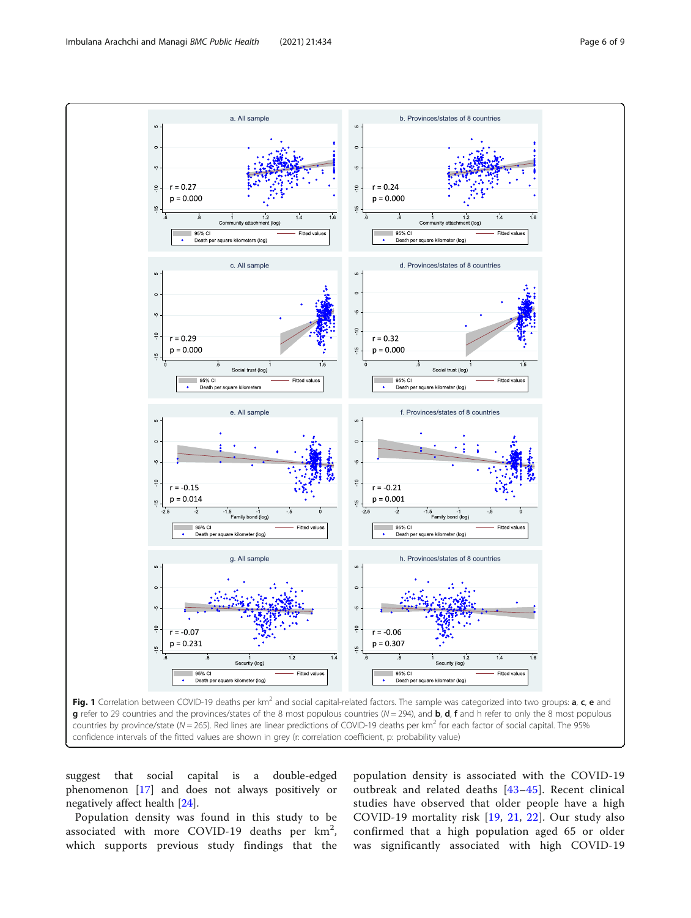**Fig. 1** Correlation between COVID-19 deaths per km$^2$ and social capital-related factors. The sample was categorized into two groups: **a**, **c**, **e** and **g** refer to 29 countries and the provinces/states of the 8 most populous countries ($N = 294$), and **b**, **d**, **f** and h refer to only the 8 most populous countries by province/state ($N = 265$). Red lines are linear predictions of COVID-19 deaths per km$^2$ for each factor of social capital. The 95% confidence intervals of the fitted values are shown in grey (r: correlation coefficient, p: probability value)

suggest that social capital is a double-edged phenomenon [17] and does not always positively or negatively affect health [24].

Population density was found in this study to be associated with more COVID-19 deaths per km$^2$, which supports previous study findings that the population density is associated with the COVID-19 outbreak and related deaths [43–45]. Recent clinical studies have observed that older people have a high COVID-19 mortality risk [19, 21, 22]. Our study also confirmed that a high population aged 65 or older was significantly associated with high COVID-19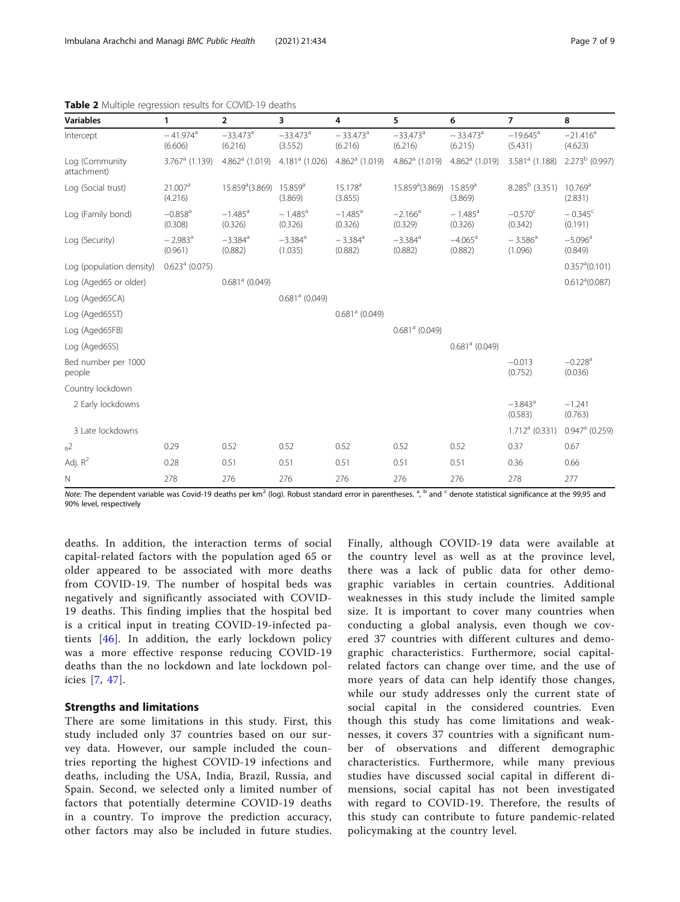**Table 2** Multiple regression results for COVID-19 deaths

| Variables | 1 | 2 | 3 | 4 | 5 | 6 | 7 | 8 |
|---|---|---|---|---|---|---|---|---|
| Intercept | −41.974[a] (6.606) | −33.473[a] (6.216) | −33.473[a] (3.552) | −33.473[a] (6.216) | −33.473[a] (6.216) | −33.473[a] (6.215) | −19.645[a] (5.431) | −21.416[a] (4.623) |
| Log (Community attachment) | 3.767[a] (1.139) | 4.862[a] (1.019) | 4.181[a] (1.026) | 4.862[a] (1.019) | 4.862[a] (1.019) | 4.862[a] (1.019) | 3.581[a] (1.188) | 2.273[b] (0.997) |
| Log (Social trust) | 21.007[a] (4.216) | 15.859[a] (3.869) | 15.859[a] (3.869) | 15.178[a] (3.855) | 15.859[a] (3.869) | 15.859[a] (3.869) | 8.285[b] (3.351) | 10.769[a] (2.831) |
| Log (Family bond) | −0.858[a] (0.308) | −1.485[a] (0.326) | −1.485[a] (0.326) | −1.485[a] (0.326) | −2.166[a] (0.329) | −1.485[a] (0.326) | −0.570[c] (0.342) | −0.345[c] (0.191) |
| Log (Security) | −2.983[a] (0.961) | −3.384[a] (0.882) | −3.384[a] (1.035) | −3.384[a] (0.882) | −3.384[a] (0.882) | −4.065[a] (0.882) | −3.586[a] (1.096) | −5.096[a] (0.849) |
| Log (population density) | 0.623[a] (0.075) | | | | | | | 0.357[a] (0.101) |
| Log (Aged65 or older) | | 0.681[a] (0.049) | | | | | | 0.612[a] (0.087) |
| Log (Aged65CA) | | | 0.681[a] (0.049) | | | | | |
| Log (Aged65ST) | | | | 0.681[a] (0.049) | | | | |
| Log (Aged65FB) | | | | | 0.681[a] (0.049) | | | |
| Log (Aged65S) | | | | | | 0.681[a] (0.049) | | |
| Bed number per 1000 people | | | | | | | −0.013 (0.752) | −0.228[a] (0.036) |
| Country lockdown | | | | | | | | |
| 2 Early lockdowns | | | | | | | −3.843[a] (0.583) | −1.241 (0.763) |
| 3 Late lockdowns | | | | | | | 1.712[a] (0.331) | 0.947[a] (0.259) |
| $R^2$ | 0.29 | 0.52 | 0.52 | 0.52 | 0.52 | 0.52 | 0.37 | 0.67 |
| Adj. $R^2$ | 0.28 | 0.51 | 0.51 | 0.51 | 0.51 | 0.51 | 0.36 | 0.66 |
| N | 278 | 276 | 276 | 276 | 276 | 276 | 278 | 277 |

*Note:* The dependent variable was Covid-19 deaths per km$^2$ (log). Robust standard error in parentheses. [a], [b] and [c] denote statistical significance at the 99,95 and 90% level, respectively

deaths. In addition, the interaction terms of social capital-related factors with the population aged 65 or older appeared to be associated with more deaths from COVID-19. The number of hospital beds was negatively and significantly associated with COVID-19 deaths. This finding implies that the hospital bed is a critical input in treating COVID-19-infected patients [46]. In addition, the early lockdown policy was a more effective response reducing COVID-19 deaths than the no lockdown and late lockdown policies [7, 47].

## Strengths and limitations

There are some limitations in this study. First, this study included only 37 countries based on our survey data. However, our sample included the countries reporting the highest COVID-19 infections and deaths, including the USA, India, Brazil, Russia, and Spain. Second, we selected only a limited number of factors that potentially determine COVID-19 deaths in a country. To improve the prediction accuracy, other factors may also be included in future studies. Finally, although COVID-19 data were available at the country level as well as at the province level, there was a lack of public data for other demographic variables in certain countries. Additional weaknesses in this study include the limited sample size. It is important to cover many countries when conducting a global analysis, even though we covered 37 countries with different cultures and demographic characteristics. Furthermore, social capital-related factors can change over time, and the use of more years of data can help identify those changes, while our study addresses only the current state of social capital in the considered countries. Even though this study has come limitations and weaknesses, it covers 37 countries with a significant number of observations and different demographic characteristics. Furthermore, while many previous studies have discussed social capital in different dimensions, social capital has not been investigated with regard to COVID-19. Therefore, the results of this study can contribute to future pandemic-related policymaking at the country level.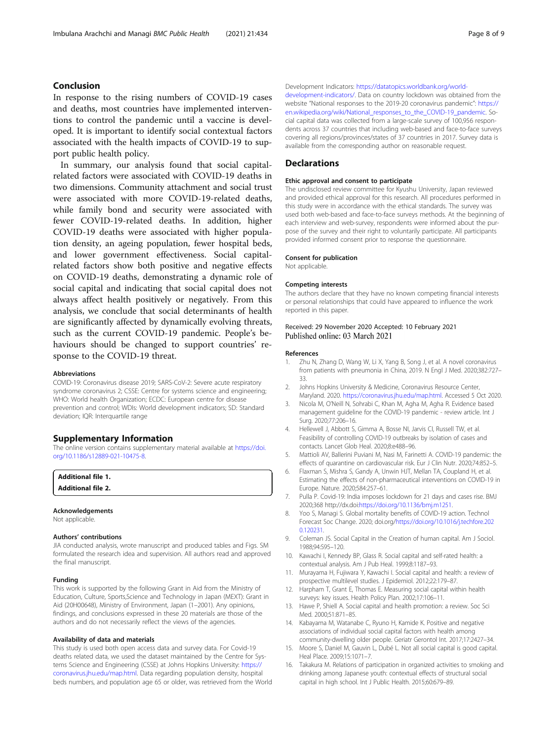## Conclusion

In response to the rising numbers of COVID-19 cases and deaths, most countries have implemented interventions to control the pandemic until a vaccine is developed. It is important to identify social contextual factors associated with the health impacts of COVID-19 to support public health policy.

In summary, our analysis found that social capital-related factors were associated with COVID-19 deaths in two dimensions. Community attachment and social trust were associated with more COVID-19-related deaths, while family bond and security were associated with fewer COVID-19-related deaths. In addition, higher COVID-19 deaths were associated with higher population density, an ageing population, fewer hospital beds, and lower government effectiveness. Social capital-related factors show both positive and negative effects on COVID-19 deaths, demonstrating a dynamic role of social capital and indicating that social capital does not always affect health positively or negatively. From this analysis, we conclude that social determinants of health are significantly affected by dynamically evolving threats, such as the current COVID-19 pandemic. People's behaviours should be changed to support countries' response to the COVID-19 threat.

#### Abbreviations

COVID-19: Coronavirus disease 2019; SARS-CoV-2: Severe acute respiratory syndrome coronavirus 2; CSSE: Centre for systems science and engineering; WHO: World health Organization; ECDC: European centre for disease prevention and control; WDIs: World development indicators; SD: Standard deviation; IQR: Interquartile range

## Supplementary Information

The online version contains supplementary material available at https://doi.org/10.1186/s12889-021-10475-8.

**Additional file 1.**

**Additional file 2.**

#### Acknowledgements

Not applicable.

#### Authors' contributions

JIA conducted analysis, wrote manuscript and produced tables and Figs. SM formulated the research idea and supervision. All authors read and approved the final manuscript.

#### Funding

This work is supported by the following Grant in Aid from the Ministry of Education, Culture, Sports,Science and Technology in Japan (MEXT): Grant in Aid (20H00648), Ministry of Environment, Japan (1–2001). Any opinions, findings, and conclusions expressed in these 20 materials are those of the authors and do not necessarily reflect the views of the agencies.

#### Availability of data and materials

This study is used both open access data and survey data. For Covid-19 deaths related data, we used the dataset maintained by the Centre for Systems Science and Engineering (CSSE) at Johns Hopkins University: https://coronavirus.jhu.edu/map.html. Data regarding population density, hospital beds numbers, and population age 65 or older, was retrieved from the World Development Indicators: https://datatopics.worldbank.org/world-development-indicators/. Data on country lockdown was obtained from the website "National responses to the 2019-20 coronavirus pandemic": https://en.wikipedia.org/wiki/National_responses_to_the_COVID-19_pandemic. Social capital data was collected from a large-scale survey of 100,956 respondents across 37 countries that including web-based and face-to-face surveys covering all regions/provinces/states of 37 countries in 2017. Survey data is available from the corresponding author on reasonable request.

## Declarations

#### Ethic approval and consent to participate

The undisclosed review committee for Kyushu University, Japan reviewed and provided ethical approval for this research. All procedures performed in this study were in accordance with the ethical standards. The survey was used both web-based and face-to-face surveys methods. At the beginning of each interview and web-survey, respondents were informed about the purpose of the survey and their right to voluntarily participate. All participants provided informed consent prior to response the questionnaire.

#### Consent for publication

Not applicable.

#### Competing interests

The authors declare that they have no known competing financial interests or personal relationships that could have appeared to influence the work reported in this paper.

Received: 29 November 2020 Accepted: 10 February 2021
Published online: 03 March 2021

#### References

1. Zhu N, Zhang D, Wang W, Li X, Yang B, Song J, et al. A novel coronavirus from patients with pneumonia in China, 2019. N Engl J Med. 2020;382:727–33.
2. Johns Hopkins University & Medicine, Coronavirus Resource Center, Maryland. 2020. https://coronavirus.jhu.edu/map.html. Accessed 5 Oct 2020.
3. Nicola M, O'Neill N, Sohrabi C, Khan M, Agha M, Agha R. Evidence based management guideline for the COVID-19 pandemic - review article. Int J Surg. 2020;77:206–16.
4. Hellewell J, Abbott S, Gimma A, Bosse NI, Jarvis CI, Russell TW, et al. Feasibility of controlling COVID-19 outbreaks by isolation of cases and contacts. Lancet Glob Heal. 2020;8:e488–96.
5. Mattioli AV, Ballerini Puviani M, Nasi M, Farinetti A. COVID-19 pandemic: the effects of quarantine on cardiovascular risk. Eur J Clin Nutr. 2020;74:852–5.
6. Flaxman S, Mishra S, Gandy A, Unwin HJT, Mellan TA, Coupland H, et al. Estimating the effects of non-pharmaceutical interventions on COVID-19 in Europe. Nature. 2020;584:257–61.
7. Pulla P. Covid-19: India imposes lockdown for 21 days and cases rise. BMJ 2020;368 http://dx.doi:https://doi.org/10.1136/bmj.m1251.
8. Yoo S, Managi S. Global mortality benefits of COVID-19 action. Technol Forecast Soc Change. 2020; doi.org/https://doi.org/10.1016/j.techfore.2020.120231.
9. Coleman JS. Social Capital in the Creation of human capital. Am J Sociol. 1988;94:S95–120.
10. Kawachi I, Kennedy BP, Glass R. Social capital and self-rated health: a contextual analysis. Am J Pub Heal. 1999;8:1187–93.
11. Murayama H, Fujiwara Y, Kawachi I. Social capital and health: a review of prospective multilevel studies. J Epidemiol. 2012;22:179–87.
12. Harpham T, Grant E, Thomas E. Measuring social capital within health surveys: key issues. Health Policy Plan. 2002;17:106–11.
13. Hawe P, Shiell A. Social capital and health promotion: a review. Soc Sci Med. 2000;51:871–85.
14. Kabayama M, Watanabe C, Ryuno H, Kamide K. Positive and negative associations of individual social capital factors with health among community-dwelling older people. Geriatr Gerontol Int. 2017;17:2427–34.
15. Moore S, Daniel M, Gauvin L, Dubé L. Not all social capital is good capital. Heal Place. 2009;15:1071–7.
16. Takakura M. Relations of participation in organized activities to smoking and drinking among Japanese youth: contextual effects of structural social capital in high school. Int J Public Health. 2015;60:679–89.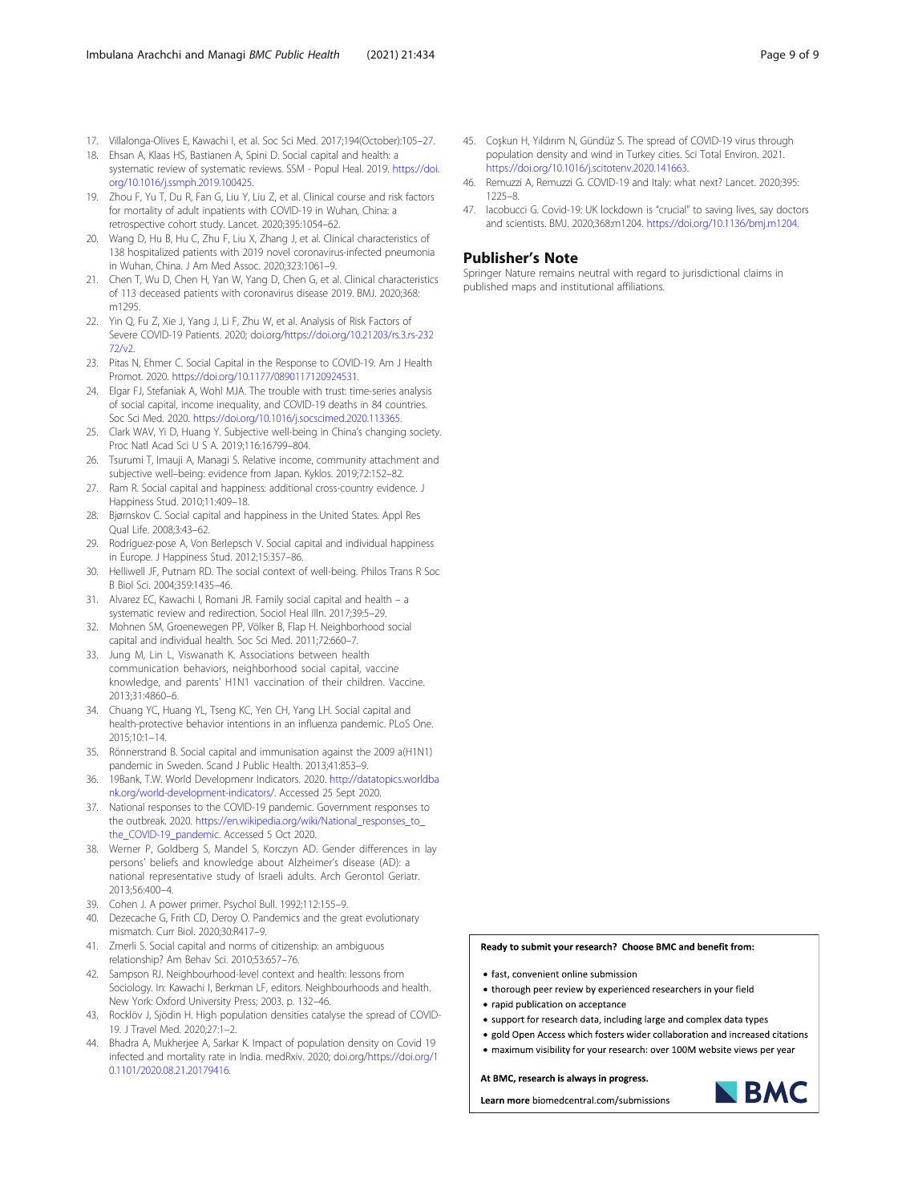17. Villalonga-Olives E, Kawachi I, et al. Soc Sci Med. 2017;194(October):105–27.
18. Ehsan A, Klaas HS, Bastianen A, Spini D. Social capital and health: a systematic review of systematic reviews. SSM - Popul Heal. 2019. https://doi.org/10.1016/j.ssmph.2019.100425.
19. Zhou F, Yu T, Du R, Fan G, Liu Y, Liu Z, et al. Clinical course and risk factors for mortality of adult inpatients with COVID-19 in Wuhan, China: a retrospective cohort study. Lancet. 2020;395:1054–62.
20. Wang D, Hu B, Hu C, Zhu F, Liu X, Zhang J, et al. Clinical characteristics of 138 hospitalized patients with 2019 novel coronavirus-infected pneumonia in Wuhan, China. J Am Med Assoc. 2020;323:1061–9.
21. Chen T, Wu D, Chen H, Yan W, Yang D, Chen G, et al. Clinical characteristics of 113 deceased patients with coronavirus disease 2019. BMJ. 2020;368:m1295.
22. Yin Q, Fu Z, Xie J, Yang J, Li F, Zhu W, et al. Analysis of Risk Factors of Severe COVID-19 Patients. 2020; doi.org/https://doi.org/10.21203/rs.3.rs-23272/v2.
23. Pitas N, Ehmer C. Social Capital in the Response to COVID-19. Am J Health Promot. 2020. https://doi.org/10.1177/0890117120924531.
24. Elgar FJ, Stefaniak A, Wohl MJA. The trouble with trust: time-series analysis of social capital, income inequality, and COVID-19 deaths in 84 countries. Soc Sci Med. 2020. https://doi.org/10.1016/j.socscimed.2020.113365.
25. Clark WAV, Yi D, Huang Y. Subjective well-being in China's changing society. Proc Natl Acad Sci U S A. 2019;116:16799–804.
26. Tsurumi T, Imauji A, Managi S. Relative income, community attachment and subjective well–being: evidence from Japan. Kyklos. 2019;72:152–82.
27. Ram R. Social capital and happiness: additional cross-country evidence. J Happiness Stud. 2010;11:409–18.
28. Bjørnskov C. Social capital and happiness in the United States. Appl Res Qual Life. 2008;3:43–62.
29. Rodríguez-pose A, Von Berlepsch V. Social capital and individual happiness in Europe. J Happiness Stud. 2012;15:357–86.
30. Helliwell JF, Putnam RD. The social context of well-being. Philos Trans R Soc B Biol Sci. 2004;359:1435–46.
31. Alvarez EC, Kawachi I, Romani JR. Family social capital and health – a systematic review and redirection. Sociol Heal Illn. 2017;39:5–29.
32. Mohnen SM, Groenewegen PP, Völker B, Flap H. Neighborhood social capital and individual health. Soc Sci Med. 2011;72:660–7.
33. Jung M, Lin L, Viswanath K. Associations between health communication behaviors, neighborhood social capital, vaccine knowledge, and parents' H1N1 vaccination of their children. Vaccine. 2013;31:4860–6.
34. Chuang YC, Huang YL, Tseng KC, Yen CH, Yang LH. Social capital and health-protective behavior intentions in an influenza pandemic. PLoS One. 2015;10:1–14.
35. Rönnerstrand B. Social capital and immunisation against the 2009 a(H1N1) pandemic in Sweden. Scand J Public Health. 2013;41:853–9.
36. 19Bank, T.W. World Developmenr Indicators. 2020. http://datatopics.worldbank.org/world-development-indicators/. Accessed 25 Sept 2020.
37. National responses to the COVID-19 pandemic. Government responses to the outbreak. 2020. https://en.wikipedia.org/wiki/National_responses_to_the_COVID-19_pandemic. Accessed 5 Oct 2020.
38. Werner P, Goldberg S, Mandel S, Korczyn AD. Gender differences in lay persons' beliefs and knowledge about Alzheimer's disease (AD): a national representative study of Israeli adults. Arch Gerontol Geriatr. 2013;56:400–4.
39. Cohen J. A power primer. Psychol Bull. 1992;112:155–9.
40. Dezecache G, Frith CD, Deroy O. Pandemics and the great evolutionary mismatch. Curr Biol. 2020;30:R417–9.
41. Zmerli S. Social capital and norms of citizenship: an ambiguous relationship? Am Behav Sci. 2010;53:657–76.
42. Sampson RJ. Neighbourhood-level context and health: lessons from Sociology. In: Kawachi I, Berkman LF, editors. Neighbourhoods and health. New York: Oxford University Press; 2003. p. 132–46.
43. Rocklöv J, Sjödin H. High population densities catalyse the spread of COVID-19. J Travel Med. 2020;27:1–2.
44. Bhadra A, Mukherjee A, Sarkar K. Impact of population density on Covid 19 infected and mortality rate in India. medRxiv. 2020; doi.org/https://doi.org/10.1101/2020.08.21.20179416.
45. Coşkun H, Yıldırım N, Gündüz S. The spread of COVID-19 virus through population density and wind in Turkey cities. Sci Total Environ. 2021. https://doi.org/10.1016/j.scitotenv.2020.141663.
46. Remuzzi A, Remuzzi G. COVID-19 and Italy: what next? Lancet. 2020;395:1225–8.
47. Iacobucci G. Covid-19: UK lockdown is "crucial" to saving lives, say doctors and scientists. BMJ. 2020;368:m1204. https://doi.org/10.1136/bmj.m1204.

## Publisher's Note

Springer Nature remains neutral with regard to jurisdictional claims in published maps and institutional affiliations.

**Ready to submit your research? Choose BMC and benefit from:**

- fast, convenient online submission
- thorough peer review by experienced researchers in your field
- rapid publication on acceptance
- support for research data, including large and complex data types
- gold Open Access which fosters wider collaboration and increased citations
- maximum visibility for your research: over 100M website views per year

**At BMC, research is always in progress.**

**Learn more** biomedcentral.com/submissions

BMC